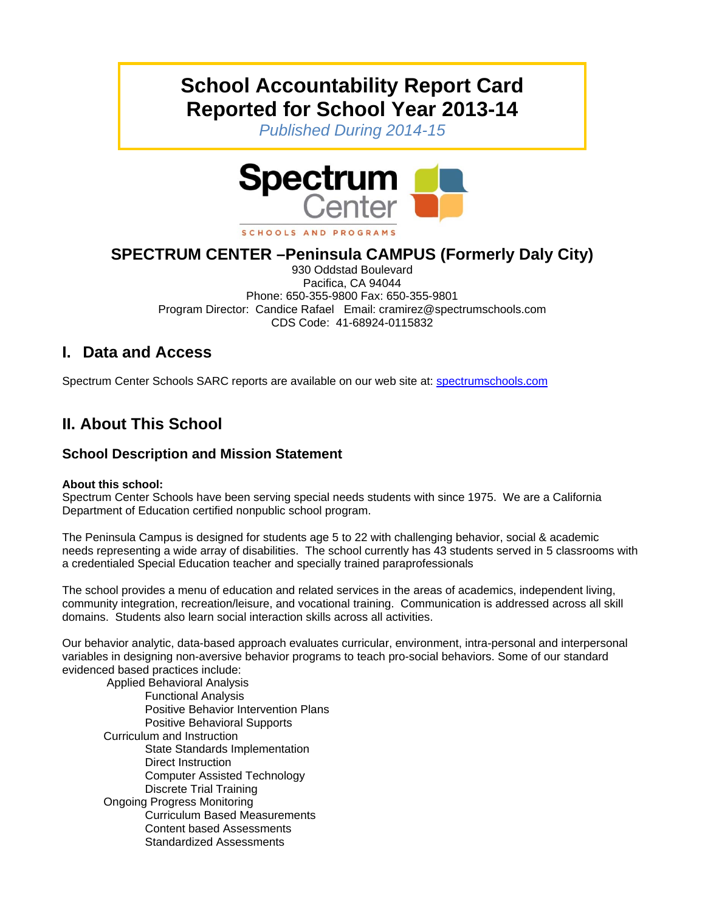# School Accountability Report Card
# Reported for School Year 2013-14

*Published During 2014-15*

Spectrum Center

SCHOOLS AND PROGRAMS

## SPECTRUM CENTER –Peninsula CAMPUS (Formerly Daly City)

930 Oddstad Boulevard
Pacifica, CA 94044
Phone: 650-355-9800 Fax: 650-355-9801
Program Director: Candice Rafael Email: cramirez@spectrumschools.com
CDS Code: 41-68924-0115832

## I. Data and Access

Spectrum Center Schools SARC reports are available on our web site at: [spectrumschools.com](spectrumschools.com)

## II. About This School

### School Description and Mission Statement

**About this school:**
Spectrum Center Schools have been serving special needs students with since 1975. We are a California Department of Education certified nonpublic school program.

The Peninsula Campus is designed for students age 5 to 22 with challenging behavior, social & academic needs representing a wide array of disabilities. The school currently has 43 students served in 5 classrooms with a credentialed Special Education teacher and specially trained paraprofessionals

The school provides a menu of education and related services in the areas of academics, independent living, community integration, recreation/leisure, and vocational training. Communication is addressed across all skill domains. Students also learn social interaction skills across all activities.

Our behavior analytic, data-based approach evaluates curricular, environment, intra-personal and interpersonal variables in designing non-aversive behavior programs to teach pro-social behaviors. Some of our standard evidenced based practices include:

- Applied Behavioral Analysis
  - Functional Analysis
  - Positive Behavior Intervention Plans
  - Positive Behavioral Supports
- Curriculum and Instruction
  - State Standards Implementation
  - Direct Instruction
  - Computer Assisted Technology
  - Discrete Trial Training
- Ongoing Progress Monitoring
  - Curriculum Based Measurements
  - Content based Assessments
  - Standardized Assessments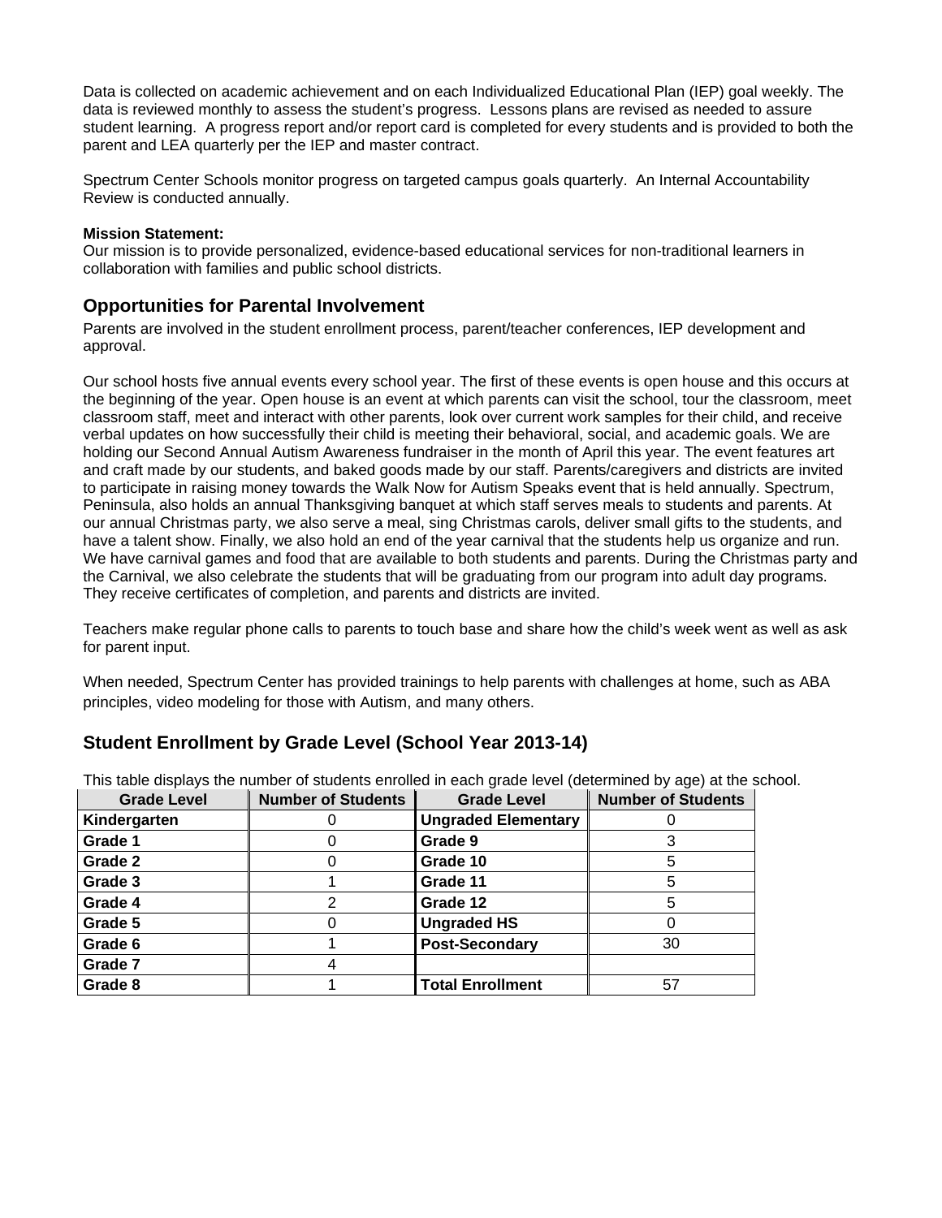Data is collected on academic achievement and on each Individualized Educational Plan (IEP) goal weekly. The data is reviewed monthly to assess the student's progress. Lessons plans are revised as needed to assure student learning. A progress report and/or report card is completed for every students and is provided to both the parent and LEA quarterly per the IEP and master contract.

Spectrum Center Schools monitor progress on targeted campus goals quarterly. An Internal Accountability Review is conducted annually.

**Mission Statement:**
Our mission is to provide personalized, evidence-based educational services for non-traditional learners in collaboration with families and public school districts.

## Opportunities for Parental Involvement

Parents are involved in the student enrollment process, parent/teacher conferences, IEP development and approval.

Our school hosts five annual events every school year. The first of these events is open house and this occurs at the beginning of the year. Open house is an event at which parents can visit the school, tour the classroom, meet classroom staff, meet and interact with other parents, look over current work samples for their child, and receive verbal updates on how successfully their child is meeting their behavioral, social, and academic goals. We are holding our Second Annual Autism Awareness fundraiser in the month of April this year. The event features art and craft made by our students, and baked goods made by our staff. Parents/caregivers and districts are invited to participate in raising money towards the Walk Now for Autism Speaks event that is held annually. Spectrum, Peninsula, also holds an annual Thanksgiving banquet at which staff serves meals to students and parents. At our annual Christmas party, we also serve a meal, sing Christmas carols, deliver small gifts to the students, and have a talent show. Finally, we also hold an end of the year carnival that the students help us organize and run. We have carnival games and food that are available to both students and parents. During the Christmas party and the Carnival, we also celebrate the students that will be graduating from our program into adult day programs. They receive certificates of completion, and parents and districts are invited.

Teachers make regular phone calls to parents to touch base and share how the child's week went as well as ask for parent input.

When needed, Spectrum Center has provided trainings to help parents with challenges at home, such as ABA principles, video modeling for those with Autism, and many others.

## Student Enrollment by Grade Level (School Year 2013-14)

This table displays the number of students enrolled in each grade level (determined by age) at the school.

| Grade Level | Number of Students | Grade Level | Number of Students |
|---|---|---|---|
| **Kindergarten** | 0 | **Ungraded Elementary** | 0 |
| **Grade 1** | 0 | **Grade 9** | 3 |
| **Grade 2** | 0 | **Grade 10** | 5 |
| **Grade 3** | 1 | **Grade 11** | 5 |
| **Grade 4** | 2 | **Grade 12** | 5 |
| **Grade 5** | 0 | **Ungraded HS** | 0 |
| **Grade 6** | 1 | **Post-Secondary** | 30 |
| **Grade 7** | 4 | | |
| **Grade 8** | 1 | **Total Enrollment** | 57 |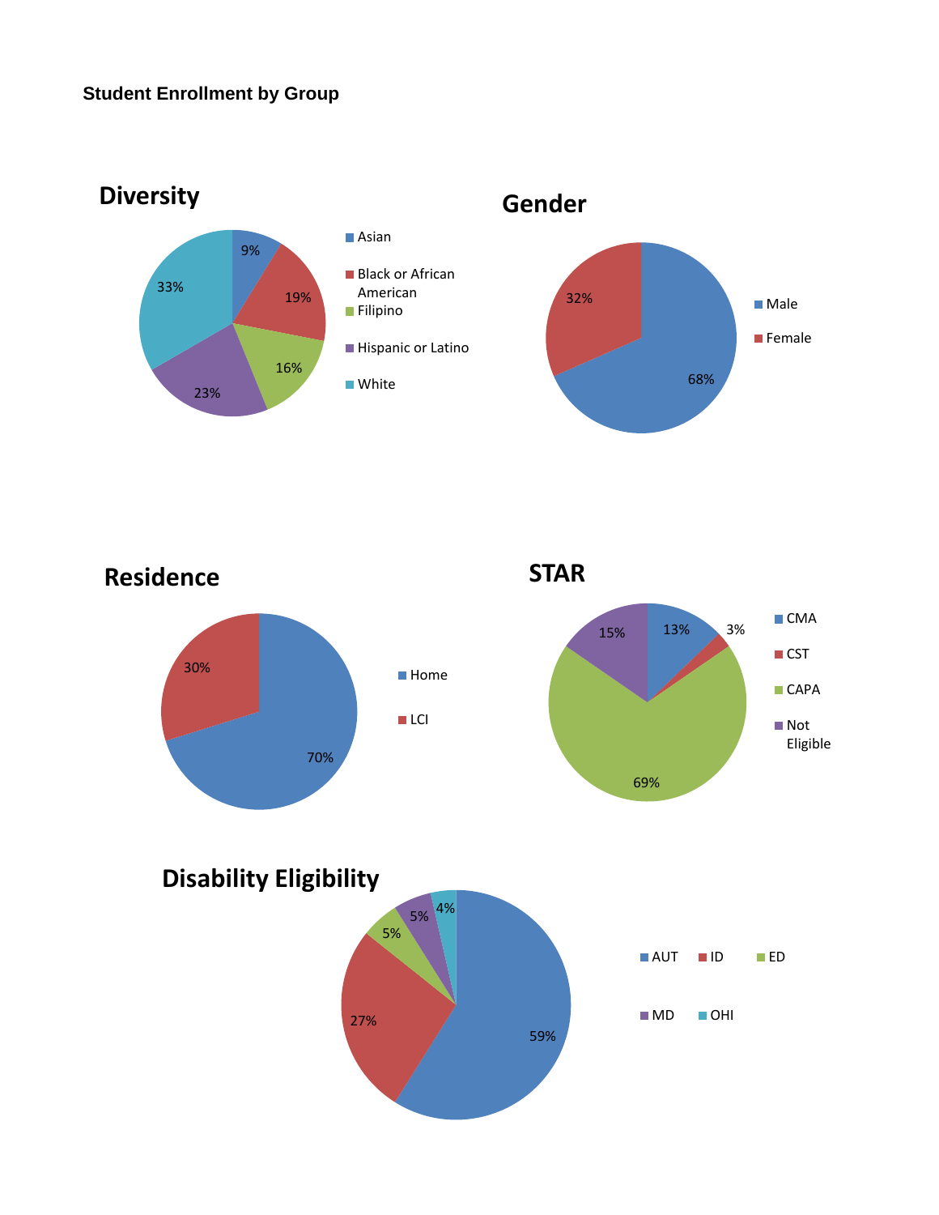**Student Enrollment by Group**

## Diversity

| Group | Percentage |
|---|---|
| Asian | 9% |
| Black or African American | 19% |
| Filipino | 16% |
| Hispanic or Latino | 23% |
| White | 33% |

## Gender

| Group | Percentage |
|---|---|
| Male | 68% |
| Female | 32% |

## Residence

| Group | Percentage |
|---|---|
| Home | 70% |
| LCI | 30% |

## STAR

| Group | Percentage |
|---|---|
| CMA | 13% |
| CST | 3% |
| CAPA | 69% |
| Not Eligible | 15% |

## Disability Eligibility

| Group | Percentage |
|---|---|
| AUT | 59% |
| ID | 27% |
| ED | 5% |
| MD | 5% |
| OHI | 4% |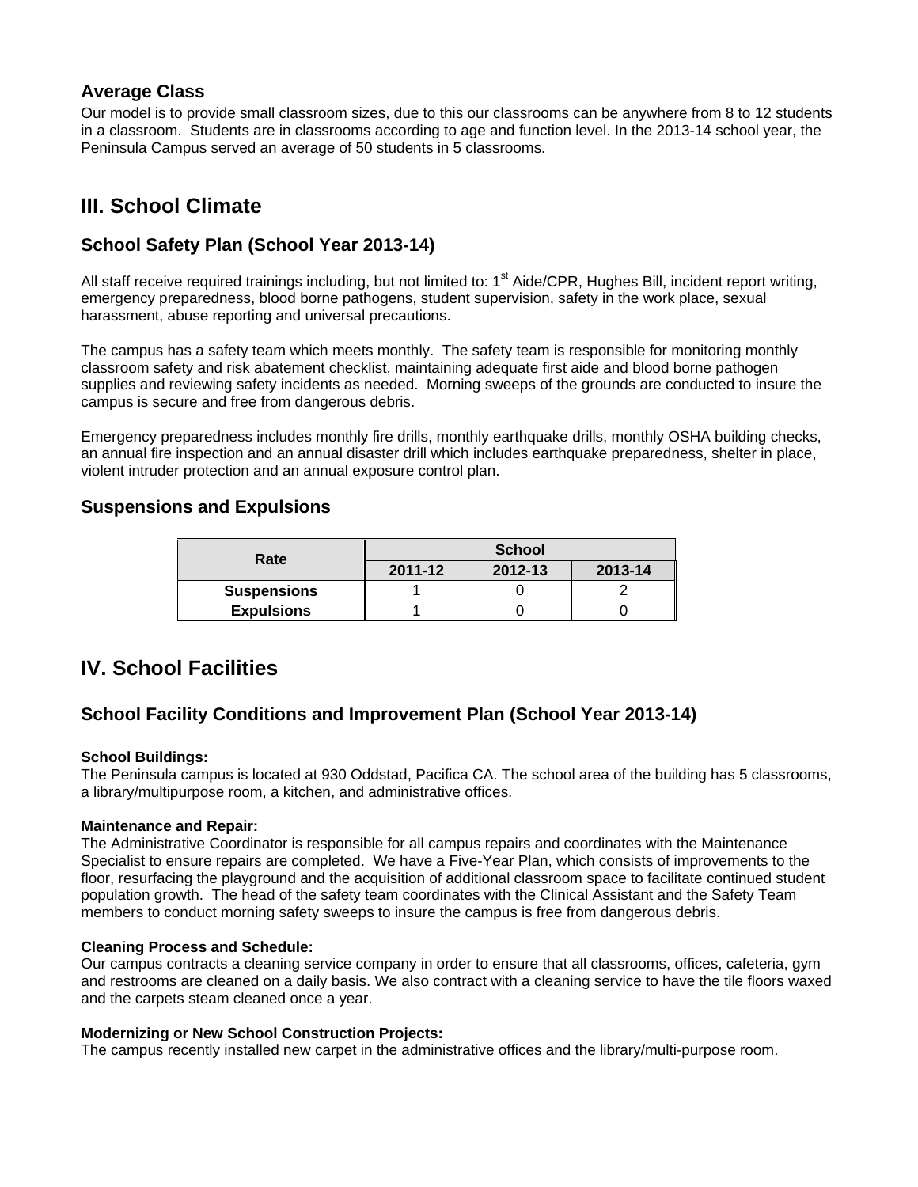### Average Class

Our model is to provide small classroom sizes, due to this our classrooms can be anywhere from 8 to 12 students in a classroom. Students are in classrooms according to age and function level. In the 2013-14 school year, the Peninsula Campus served an average of 50 students in 5 classrooms.

## III. School Climate

### School Safety Plan (School Year 2013-14)

All staff receive required trainings including, but not limited to: 1st Aide/CPR, Hughes Bill, incident report writing, emergency preparedness, blood borne pathogens, student supervision, safety in the work place, sexual harassment, abuse reporting and universal precautions.

The campus has a safety team which meets monthly. The safety team is responsible for monitoring monthly classroom safety and risk abatement checklist, maintaining adequate first aide and blood borne pathogen supplies and reviewing safety incidents as needed. Morning sweeps of the grounds are conducted to insure the campus is secure and free from dangerous debris.

Emergency preparedness includes monthly fire drills, monthly earthquake drills, monthly OSHA building checks, an annual fire inspection and an annual disaster drill which includes earthquake preparedness, shelter in place, violent intruder protection and an annual exposure control plan.

### Suspensions and Expulsions

| Rate | School | | |
|---|---|---|---|
| | 2011-12 | 2012-13 | 2013-14 |
| Suspensions | 1 | 0 | 2 |
| Expulsions | 1 | 0 | 0 |

## IV. School Facilities

### School Facility Conditions and Improvement Plan (School Year 2013-14)

**School Buildings:**
The Peninsula campus is located at 930 Oddstad, Pacifica CA. The school area of the building has 5 classrooms, a library/multipurpose room, a kitchen, and administrative offices.

**Maintenance and Repair:**
The Administrative Coordinator is responsible for all campus repairs and coordinates with the Maintenance Specialist to ensure repairs are completed. We have a Five-Year Plan, which consists of improvements to the floor, resurfacing the playground and the acquisition of additional classroom space to facilitate continued student population growth. The head of the safety team coordinates with the Clinical Assistant and the Safety Team members to conduct morning safety sweeps to insure the campus is free from dangerous debris.

**Cleaning Process and Schedule:**
Our campus contracts a cleaning service company in order to ensure that all classrooms, offices, cafeteria, gym and restrooms are cleaned on a daily basis. We also contract with a cleaning service to have the tile floors waxed and the carpets steam cleaned once a year.

**Modernizing or New School Construction Projects:**
The campus recently installed new carpet in the administrative offices and the library/multi-purpose room.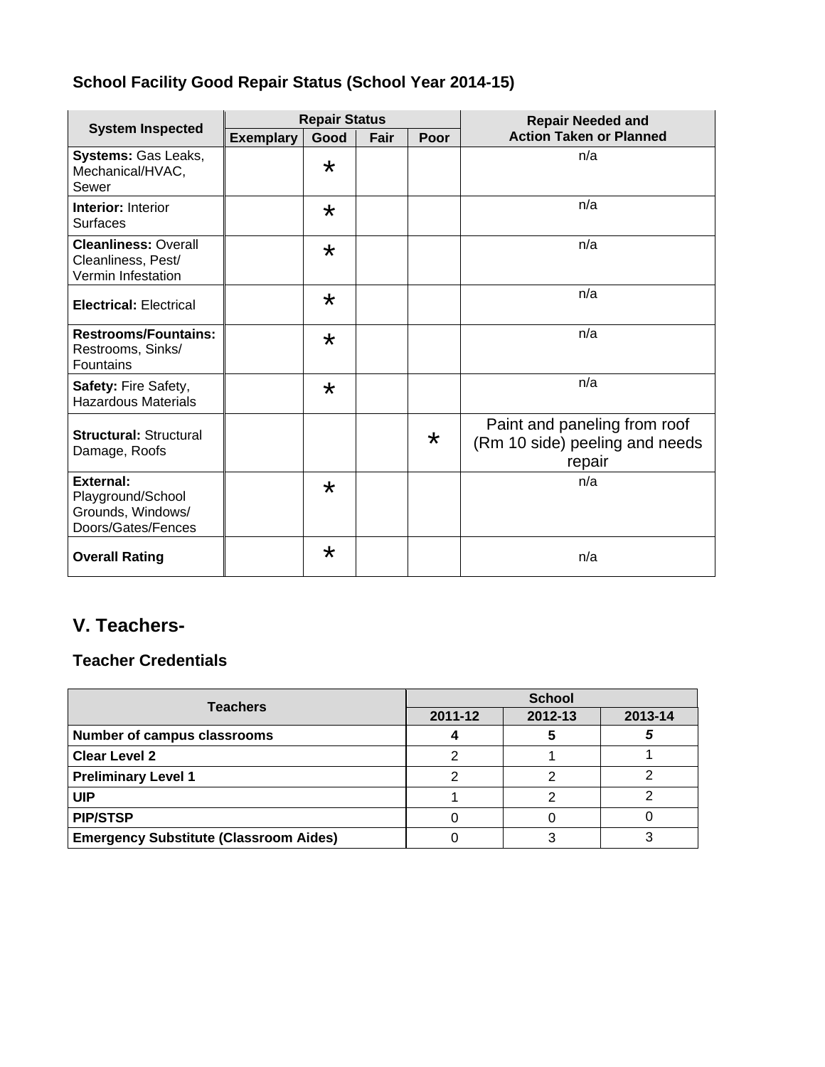### School Facility Good Repair Status (School Year 2014-15)

| System Inspected | Repair Status | | | | Repair Needed and Action Taken or Planned |
|---|---|---|---|---|---|
| | Exemplary | Good | Fair | Poor | |
| **Systems:** Gas Leaks, Mechanical/HVAC, Sewer | | * | | | n/a |
| **Interior:** Interior Surfaces | | * | | | n/a |
| **Cleanliness:** Overall Cleanliness, Pest/ Vermin Infestation | | * | | | n/a |
| **Electrical:** Electrical | | * | | | n/a |
| **Restrooms/Fountains:** Restrooms, Sinks/ Fountains | | * | | | n/a |
| **Safety:** Fire Safety, Hazardous Materials | | * | | | n/a |
| **Structural:** Structural Damage, Roofs | | | | * | Paint and paneling from roof (Rm 10 side) peeling and needs repair |
| **External:** Playground/School Grounds, Windows/ Doors/Gates/Fences | | * | | | n/a |
| **Overall Rating** | | * | | | n/a |

## V. Teachers-

### Teacher Credentials

| Teachers | School | | |
|---|---|---|---|
| | 2011-12 | 2012-13 | 2013-14 |
| **Number of campus classrooms** | **4** | **5** | ***5*** |
| **Clear Level 2** | 2 | 1 | 1 |
| **Preliminary Level 1** | 2 | 2 | 2 |
| **UIP** | 1 | 2 | 2 |
| **PIP/STSP** | 0 | 0 | 0 |
| **Emergency Substitute (Classroom Aides)** | 0 | 3 | 3 |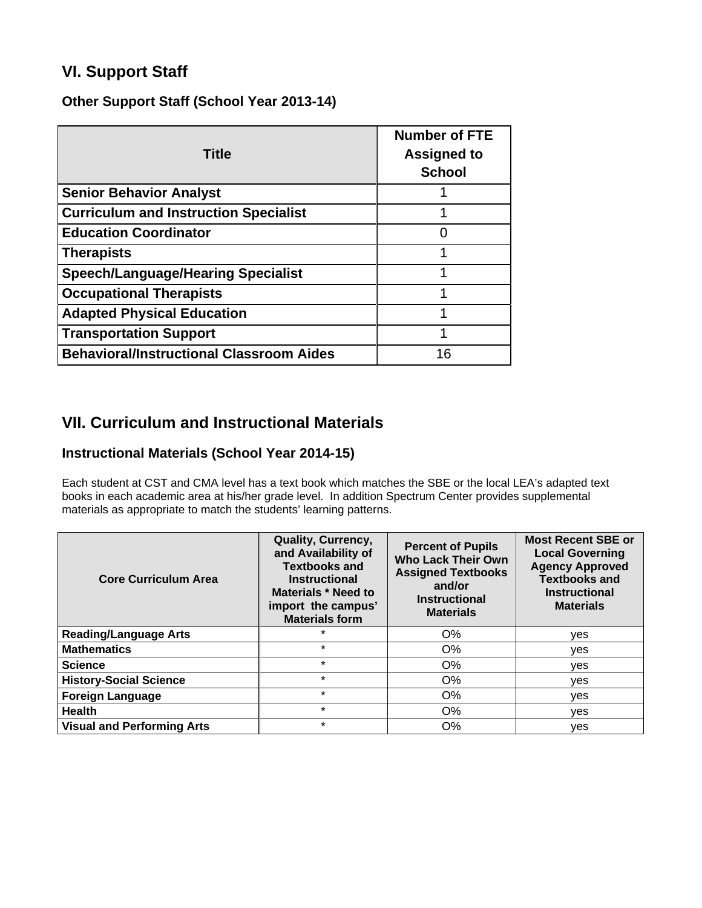## VI. Support Staff

### Other Support Staff (School Year 2013-14)

| Title | Number of FTE Assigned to School |
|---|---|
| Senior Behavior Analyst | 1 |
| Curriculum and Instruction Specialist | 1 |
| Education Coordinator | 0 |
| Therapists | 1 |
| Speech/Language/Hearing Specialist | 1 |
| Occupational Therapists | 1 |
| Adapted Physical Education | 1 |
| Transportation Support | 1 |
| Behavioral/Instructional Classroom Aides | 16 |

## VII. Curriculum and Instructional Materials

### Instructional Materials (School Year 2014-15)

Each student at CST and CMA level has a text book which matches the SBE or the local LEA's adapted text books in each academic area at his/her grade level. In addition Spectrum Center provides supplemental materials as appropriate to match the students' learning patterns.

| Core Curriculum Area | Quality, Currency, and Availability of Textbooks and Instructional Materials * Need to import the campus' Materials form | Percent of Pupils Who Lack Their Own Assigned Textbooks and/or Instructional Materials | Most Recent SBE or Local Governing Agency Approved Textbooks and Instructional Materials |
|---|---|---|---|
| Reading/Language Arts | * | O% | yes |
| Mathematics | * | O% | yes |
| Science | * | O% | yes |
| History-Social Science | * | O% | yes |
| Foreign Language | * | O% | yes |
| Health | * | O% | yes |
| Visual and Performing Arts | * | O% | yes |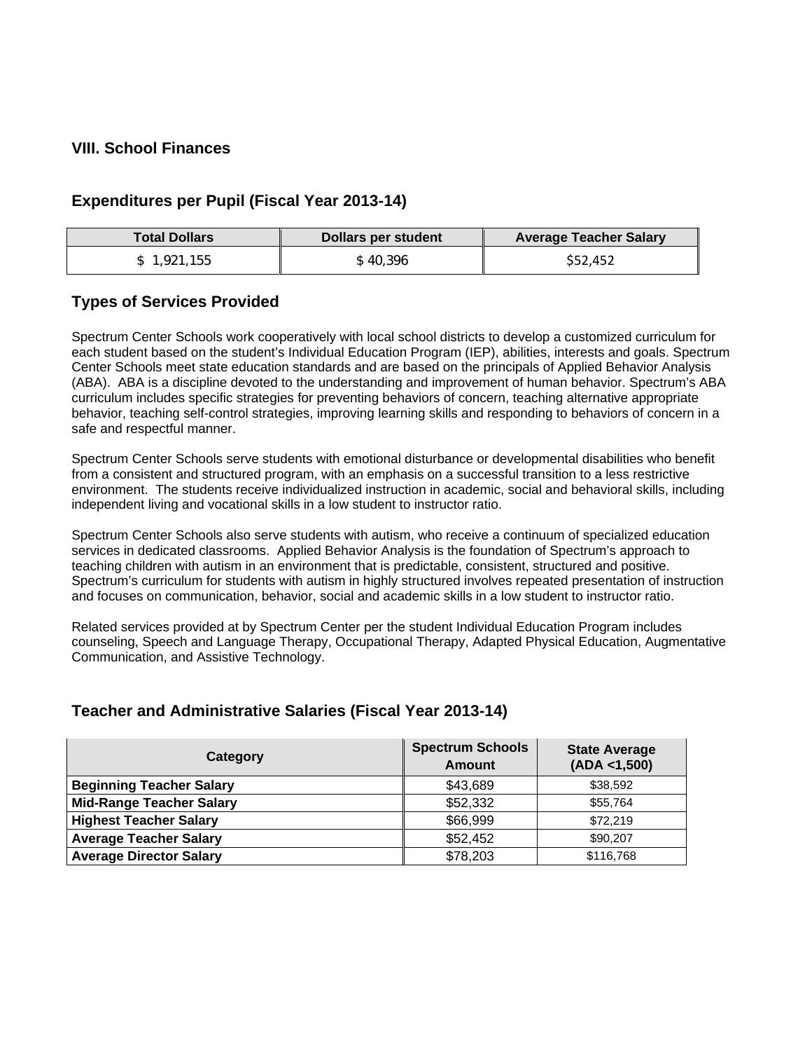## VIII. School Finances

### Expenditures per Pupil (Fiscal Year 2013-14)

| Total Dollars | Dollars per student | Average Teacher Salary |
|---|---|---|
| $ 1,921,155 | $ 40,396 | $52,452 |

### Types of Services Provided

Spectrum Center Schools work cooperatively with local school districts to develop a customized curriculum for each student based on the student's Individual Education Program (IEP), abilities, interests and goals. Spectrum Center Schools meet state education standards and are based on the principals of Applied Behavior Analysis (ABA). ABA is a discipline devoted to the understanding and improvement of human behavior. Spectrum's ABA curriculum includes specific strategies for preventing behaviors of concern, teaching alternative appropriate behavior, teaching self-control strategies, improving learning skills and responding to behaviors of concern in a safe and respectful manner.

Spectrum Center Schools serve students with emotional disturbance or developmental disabilities who benefit from a consistent and structured program, with an emphasis on a successful transition to a less restrictive environment. The students receive individualized instruction in academic, social and behavioral skills, including independent living and vocational skills in a low student to instructor ratio.

Spectrum Center Schools also serve students with autism, who receive a continuum of specialized education services in dedicated classrooms. Applied Behavior Analysis is the foundation of Spectrum's approach to teaching children with autism in an environment that is predictable, consistent, structured and positive. Spectrum's curriculum for students with autism in highly structured involves repeated presentation of instruction and focuses on communication, behavior, social and academic skills in a low student to instructor ratio.

Related services provided at by Spectrum Center per the student Individual Education Program includes counseling, Speech and Language Therapy, Occupational Therapy, Adapted Physical Education, Augmentative Communication, and Assistive Technology.

### Teacher and Administrative Salaries (Fiscal Year 2013-14)

| Category | Spectrum Schools Amount | State Average (ADA <1,500) |
|---|---|---|
| **Beginning Teacher Salary** | $43,689 | $38,592 |
| **Mid-Range Teacher Salary** | $52,332 | $55,764 |
| **Highest Teacher Salary** | $66,999 | $72,219 |
| **Average Teacher Salary** | $52,452 | $90,207 |
| **Average Director Salary** | $78,203 | $116,768 |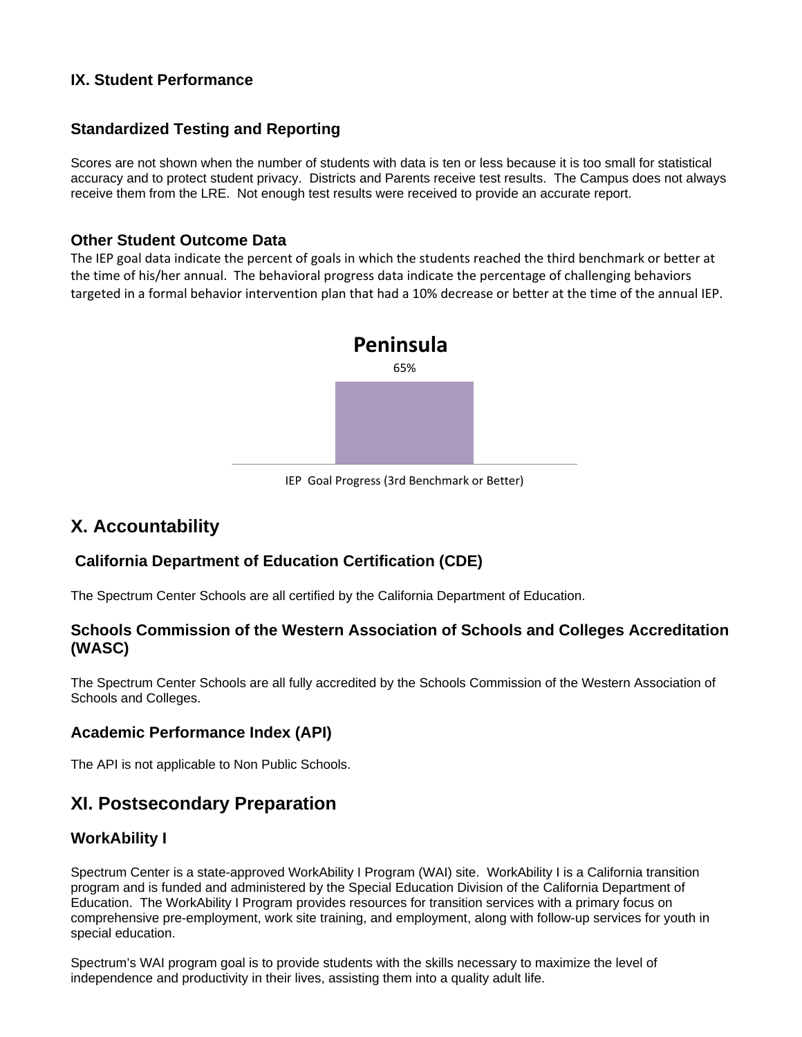## IX. Student Performance

### Standardized Testing and Reporting

Scores are not shown when the number of students with data is ten or less because it is too small for statistical accuracy and to protect student privacy. Districts and Parents receive test results. The Campus does not always receive them from the LRE. Not enough test results were received to provide an accurate report.

### Other Student Outcome Data

The IEP goal data indicate the percent of goals in which the students reached the third benchmark or better at the time of his/her annual. The behavioral progress data indicate the percentage of challenging behaviors targeted in a formal behavior intervention plan that had a 10% decrease or better at the time of the annual IEP.

**Peninsula**

| | IEP Goal Progress (3rd Benchmark or Better) |
|---|---|
| Peninsula | 65% |

## X. Accountability

### California Department of Education Certification (CDE)

The Spectrum Center Schools are all certified by the California Department of Education.

### Schools Commission of the Western Association of Schools and Colleges Accreditation (WASC)

The Spectrum Center Schools are all fully accredited by the Schools Commission of the Western Association of Schools and Colleges.

### Academic Performance Index (API)

The API is not applicable to Non Public Schools.

## XI. Postsecondary Preparation

### WorkAbility I

Spectrum Center is a state-approved WorkAbility I Program (WAI) site. WorkAbility I is a California transition program and is funded and administered by the Special Education Division of the California Department of Education. The WorkAbility I Program provides resources for transition services with a primary focus on comprehensive pre-employment, work site training, and employment, along with follow-up services for youth in special education.

Spectrum's WAI program goal is to provide students with the skills necessary to maximize the level of independence and productivity in their lives, assisting them into a quality adult life.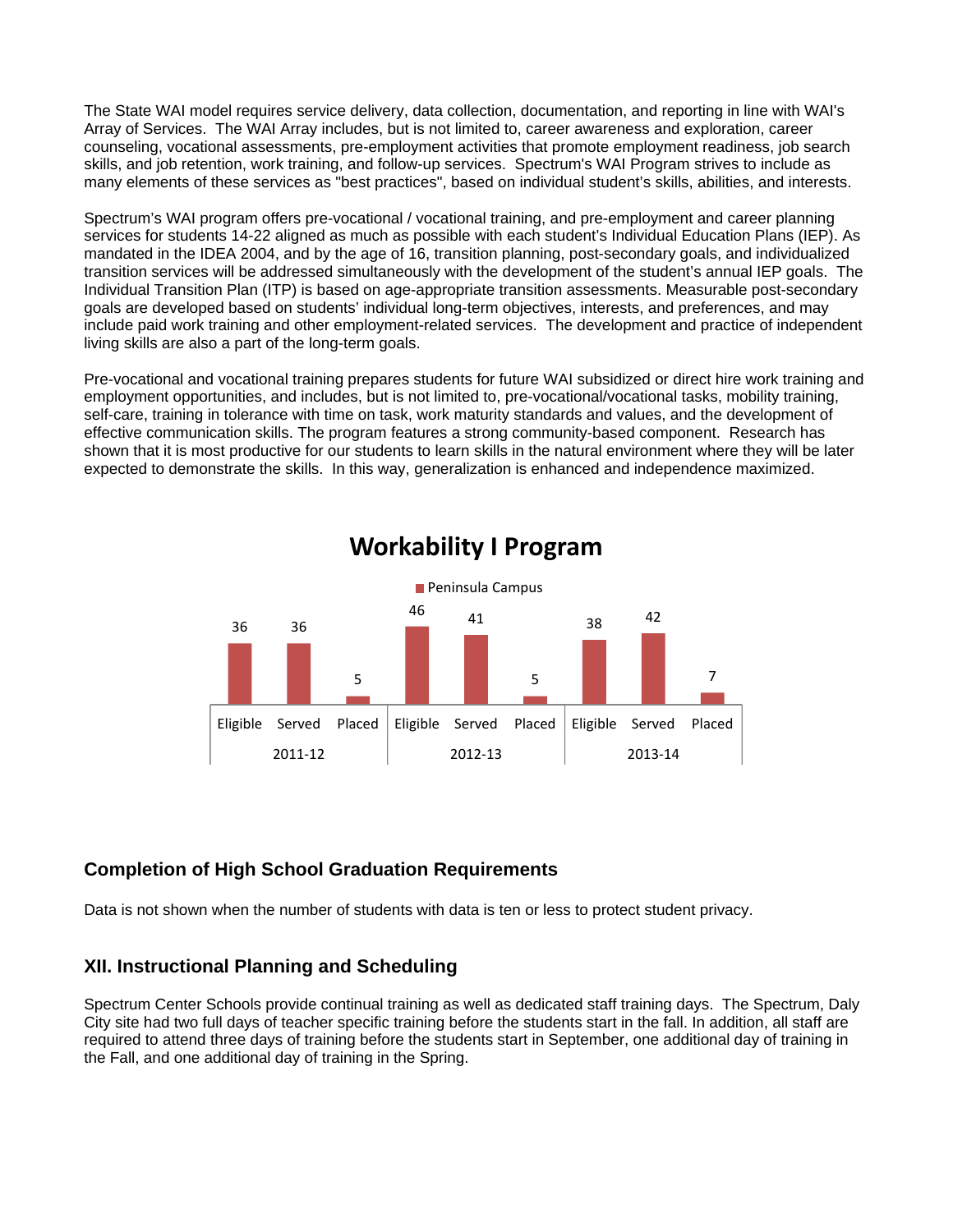The State WAI model requires service delivery, data collection, documentation, and reporting in line with WAI's Array of Services. The WAI Array includes, but is not limited to, career awareness and exploration, career counseling, vocational assessments, pre-employment activities that promote employment readiness, job search skills, and job retention, work training, and follow-up services. Spectrum's WAI Program strives to include as many elements of these services as "best practices", based on individual student's skills, abilities, and interests.

Spectrum's WAI program offers pre-vocational / vocational training, and pre-employment and career planning services for students 14-22 aligned as much as possible with each student's Individual Education Plans (IEP). As mandated in the IDEA 2004, and by the age of 16, transition planning, post-secondary goals, and individualized transition services will be addressed simultaneously with the development of the student's annual IEP goals. The Individual Transition Plan (ITP) is based on age-appropriate transition assessments. Measurable post-secondary goals are developed based on students' individual long-term objectives, interests, and preferences, and may include paid work training and other employment-related services. The development and practice of independent living skills are also a part of the long-term goals.

Pre-vocational and vocational training prepares students for future WAI subsidized or direct hire work training and employment opportunities, and includes, but is not limited to, pre-vocational/vocational tasks, mobility training, self-care, training in tolerance with time on task, work maturity standards and values, and the development of effective communication skills. The program features a strong community-based component. Research has shown that it is most productive for our students to learn skills in the natural environment where they will be later expected to demonstrate the skills. In this way, generalization is enhanced and independence maximized.

**Workability I Program**

Peninsula Campus

| Year | Eligible | Served | Placed |
|---|---|---|---|
| 2011-12 | 36 | 36 | 5 |
| 2012-13 | 46 | 41 | 5 |
| 2013-14 | 38 | 42 | 7 |

### Completion of High School Graduation Requirements

Data is not shown when the number of students with data is ten or less to protect student privacy.

## XII. Instructional Planning and Scheduling

Spectrum Center Schools provide continual training as well as dedicated staff training days. The Spectrum, Daly City site had two full days of teacher specific training before the students start in the fall. In addition, all staff are required to attend three days of training before the students start in September, one additional day of training in the Fall, and one additional day of training in the Spring.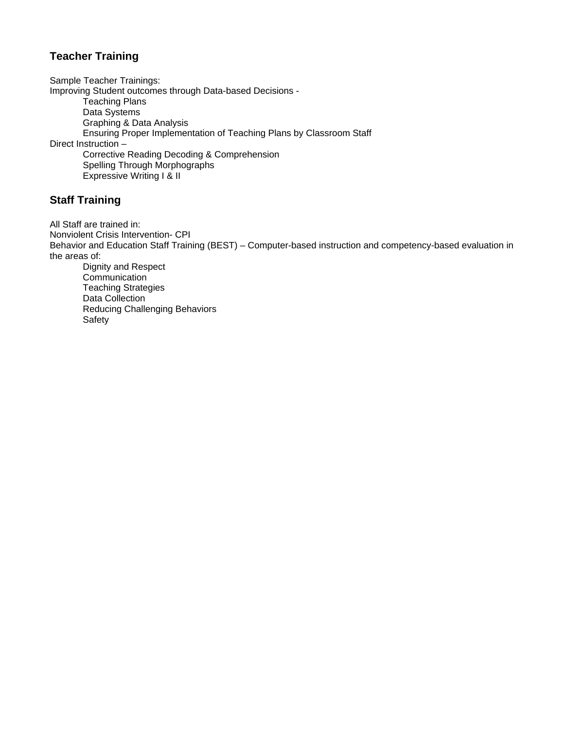## Teacher Training

Sample Teacher Trainings:
Improving Student outcomes through Data-based Decisions -

- Teaching Plans
- Data Systems
- Graphing & Data Analysis
- Ensuring Proper Implementation of Teaching Plans by Classroom Staff

Direct Instruction –

- Corrective Reading Decoding & Comprehension
- Spelling Through Morphographs
- Expressive Writing I & II

## Staff Training

All Staff are trained in:
Nonviolent Crisis Intervention- CPI
Behavior and Education Staff Training (BEST) – Computer-based instruction and competency-based evaluation in the areas of:

- Dignity and Respect
- Communication
- Teaching Strategies
- Data Collection
- Reducing Challenging Behaviors
- Safety